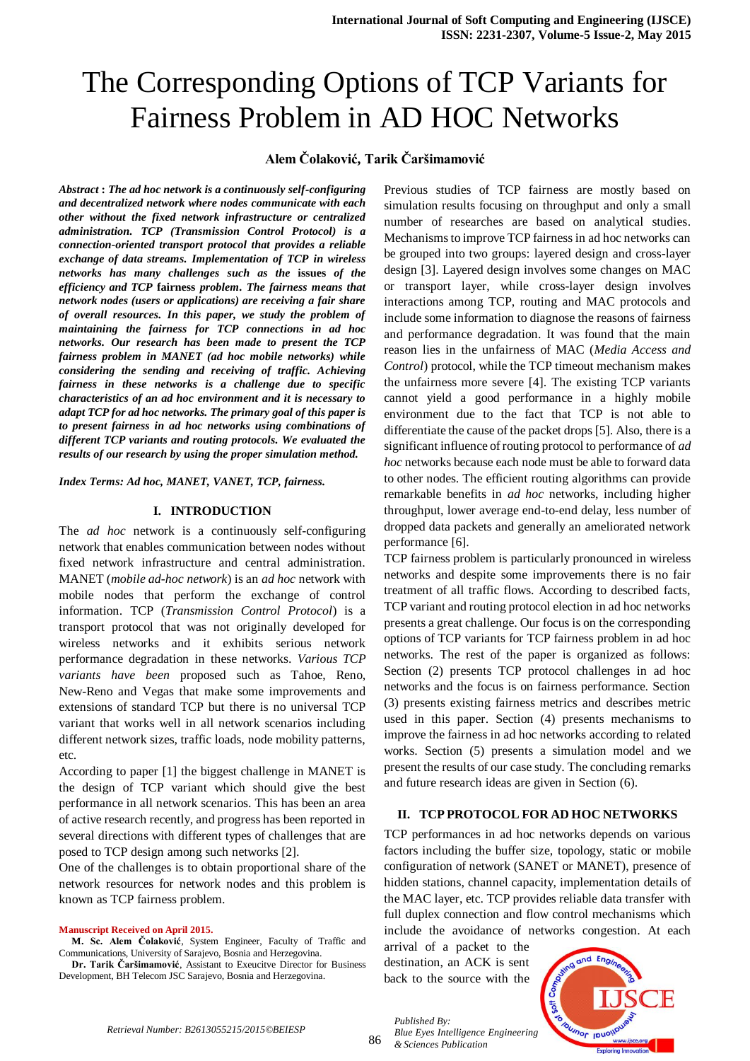# The Corresponding Options of TCP Variants for Fairness Problem in AD HOC Networks

**Alem Čolaković, Tarik Čaršimamović**

***Abstract*** **:** ***The ad hoc network is a continuously self-configuring and decentralized network where nodes communicate with each other without the fixed network infrastructure or centralized administration. TCP (Transmission Control Protocol) is a connection-oriented transport protocol that provides a reliable exchange of data streams. Implementation of TCP in wireless networks has many challenges such as the issues of the efficiency and TCP fairness problem. The fairness means that network nodes (users or applications) are receiving a fair share of overall resources. In this paper, we study the problem of maintaining the fairness for TCP connections in ad hoc networks. Our research has been made to present the TCP fairness problem in MANET (ad hoc mobile networks) while considering the sending and receiving of traffic. Achieving fairness in these networks is a challenge due to specific characteristics of an ad hoc environment and it is necessary to adapt TCP for ad hoc networks. The primary goal of this paper is to present fairness in ad hoc networks using combinations of different TCP variants and routing protocols. We evaluated the results of our research by using the proper simulation method.***

***Index Terms: Ad hoc, MANET, VANET, TCP, fairness.***

## I. INTRODUCTION

The *ad hoc* network is a continuously self-configuring network that enables communication between nodes without fixed network infrastructure and central administration. MANET (*mobile ad-hoc network*) is an *ad hoc* network with mobile nodes that perform the exchange of control information. TCP (*Transmission Control Protocol*) is a transport protocol that was not originally developed for wireless networks and it exhibits serious network performance degradation in these networks. *Various TCP variants have been* proposed such as Tahoe, Reno, New-Reno and Vegas that make some improvements and extensions of standard TCP but there is no universal TCP variant that works well in all network scenarios including different network sizes, traffic loads, node mobility patterns, etc.

According to paper [1] the biggest challenge in MANET is the design of TCP variant which should give the best performance in all network scenarios. This has been an area of active research recently, and progress has been reported in several directions with different types of challenges that are posed to TCP design among such networks [2].

One of the challenges is to obtain proportional share of the network resources for network nodes and this problem is known as TCP fairness problem.

Previous studies of TCP fairness are mostly based on simulation results focusing on throughput and only a small number of researches are based on analytical studies. Mechanisms to improve TCP fairness in ad hoc networks can be grouped into two groups: layered design and cross-layer design [3]. Layered design involves some changes on MAC or transport layer, while cross-layer design involves interactions among TCP, routing and MAC protocols and include some information to diagnose the reasons of fairness and performance degradation. It was found that the main reason lies in the unfairness of MAC (*Media Access and Control*) protocol, while the TCP timeout mechanism makes the unfairness more severe [4]. The existing TCP variants cannot yield a good performance in a highly mobile environment due to the fact that TCP is not able to differentiate the cause of the packet drops [5]. Also, there is a significant influence of routing protocol to performance of *ad hoc* networks because each node must be able to forward data to other nodes. The efficient routing algorithms can provide remarkable benefits in *ad hoc* networks, including higher throughput, lower average end-to-end delay, less number of dropped data packets and generally an ameliorated network performance [6].

TCP fairness problem is particularly pronounced in wireless networks and despite some improvements there is no fair treatment of all traffic flows. According to described facts, TCP variant and routing protocol election in ad hoc networks presents a great challenge. Our focus is on the corresponding options of TCP variants for TCP fairness problem in ad hoc networks. The rest of the paper is organized as follows: Section (2) presents TCP protocol challenges in ad hoc networks and the focus is on fairness performance. Section (3) presents existing fairness metrics and describes metric used in this paper. Section (4) presents mechanisms to improve the fairness in ad hoc networks according to related works. Section (5) presents a simulation model and we present the results of our case study. The concluding remarks and future research ideas are given in Section (6).

## II. TCP PROTOCOL FOR AD HOC NETWORKS

TCP performances in ad hoc networks depends on various factors including the buffer size, topology, static or mobile configuration of network (SANET or MANET), presence of hidden stations, channel capacity, implementation details of the MAC layer, etc. TCP provides reliable data transfer with full duplex connection and flow control mechanisms which include the avoidance of networks congestion. At each arrival of a packet to the destination, an ACK is sent back to the source with the

**Manuscript Received on April 2015.**

**M. Sc. Alem Čolaković**, System Engineer, Faculty of Traffic and Communications, University of Sarajevo, Bosnia and Herzegovina.

**Dr. Tarik Čaršimamović**, Assistant to Exeucitve Director for Business Development, BH Telecom JSC Sarajevo, Bosnia and Herzegovina.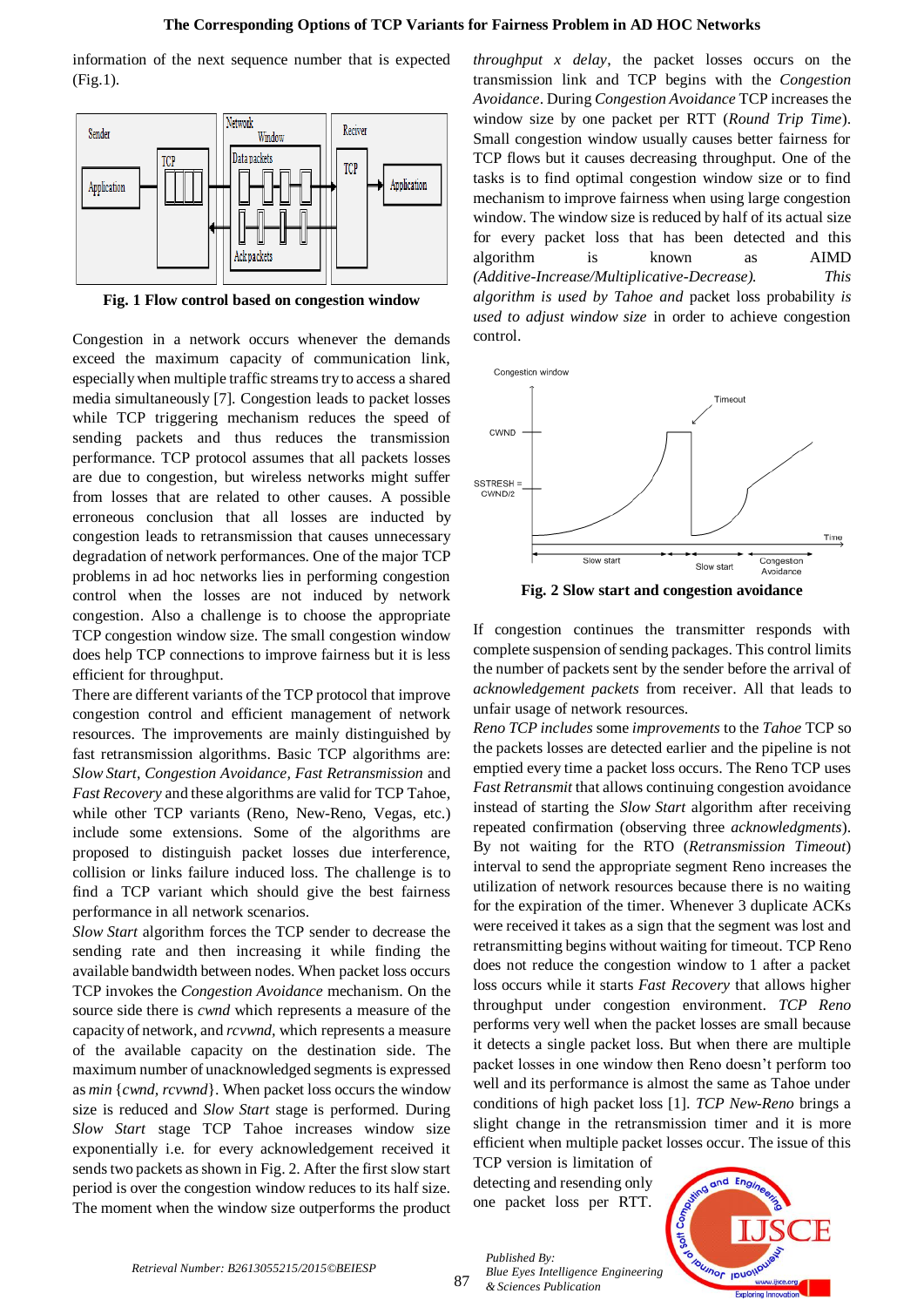information of the next sequence number that is expected (Fig.1).

**Fig. 1 Flow control based on congestion window**

Congestion in a network occurs whenever the demands exceed the maximum capacity of communication link, especially when multiple traffic streams try to access a shared media simultaneously [7]. Congestion leads to packet losses while TCP triggering mechanism reduces the speed of sending packets and thus reduces the transmission performance. TCP protocol assumes that all packets losses are due to congestion, but wireless networks might suffer from losses that are related to other causes. A possible erroneous conclusion that all losses are inducted by congestion leads to retransmission that causes unnecessary degradation of network performances. One of the major TCP problems in ad hoc networks lies in performing congestion control when the losses are not induced by network congestion. Also a challenge is to choose the appropriate TCP congestion window size. The small congestion window does help TCP connections to improve fairness but it is less efficient for throughput.

There are different variants of the TCP protocol that improve congestion control and efficient management of network resources. The improvements are mainly distinguished by fast retransmission algorithms. Basic TCP algorithms are: *Slow Start*, *Congestion Avoidance*, *Fast Retransmission* and *Fast Recovery* and these algorithms are valid for TCP Tahoe, while other TCP variants (Reno, New-Reno, Vegas, etc.) include some extensions. Some of the algorithms are proposed to distinguish packet losses due interference, collision or links failure induced loss. The challenge is to find a TCP variant which should give the best fairness performance in all network scenarios.

*Slow Start* algorithm forces the TCP sender to decrease the sending rate and then increasing it while finding the available bandwidth between nodes. When packet loss occurs TCP invokes the *Congestion Avoidance* mechanism. On the source side there is *cwnd* which represents a measure of the capacity of network, and *rcvwnd*, which represents a measure of the available capacity on the destination side. The maximum number of unacknowledged segments is expressed as *min* {*cwnd*, *rcvwnd*}. When packet loss occurs the window size is reduced and *Slow Start* stage is performed. During *Slow Start* stage TCP Tahoe increases window size exponentially i.e. for every acknowledgement received it sends two packets as shown in Fig. 2. After the first slow start period is over the congestion window reduces to its half size. The moment when the window size outperforms the product *throughput x delay*, the packet losses occurs on the transmission link and TCP begins with the *Congestion Avoidance*. During *Congestion Avoidance* TCP increases the window size by one packet per RTT (*Round Trip Time*). Small congestion window usually causes better fairness for TCP flows but it causes decreasing throughput. One of the tasks is to find optimal congestion window size or to find mechanism to improve fairness when using large congestion window. The window size is reduced by half of its actual size for every packet loss that has been detected and this algorithm is known as AIMD *(Additive-Increase/Multiplicative-Decrease). This algorithm is used by Tahoe and* packet loss probability *is used to adjust window size* in order to achieve congestion control.

**Fig. 2 Slow start and congestion avoidance**

If congestion continues the transmitter responds with complete suspension of sending packages. This control limits the number of packets sent by the sender before the arrival of *acknowledgement packets* from receiver. All that leads to unfair usage of network resources.

*Reno TCP includes* some *improvements* to the *Tahoe* TCP so the packets losses are detected earlier and the pipeline is not emptied every time a packet loss occurs. The Reno TCP uses *Fast Retransmit* that allows continuing congestion avoidance instead of starting the *Slow Start* algorithm after receiving repeated confirmation (observing three *acknowledgments*). By not waiting for the RTO (*Retransmission Timeout*) interval to send the appropriate segment Reno increases the utilization of network resources because there is no waiting for the expiration of the timer. Whenever 3 duplicate ACKs were received it takes as a sign that the segment was lost and retransmitting begins without waiting for timeout. TCP Reno does not reduce the congestion window to 1 after a packet loss occurs while it starts *Fast Recovery* that allows higher throughput under congestion environment. *TCP Reno* performs very well when the packet losses are small because it detects a single packet loss. But when there are multiple packet losses in one window then Reno doesn't perform too well and its performance is almost the same as Tahoe under conditions of high packet loss [1]. *TCP New-Reno* brings a slight change in the retransmission timer and it is more efficient when multiple packet losses occur. The issue of this TCP version is limitation of detecting and resending only one packet loss per RTT.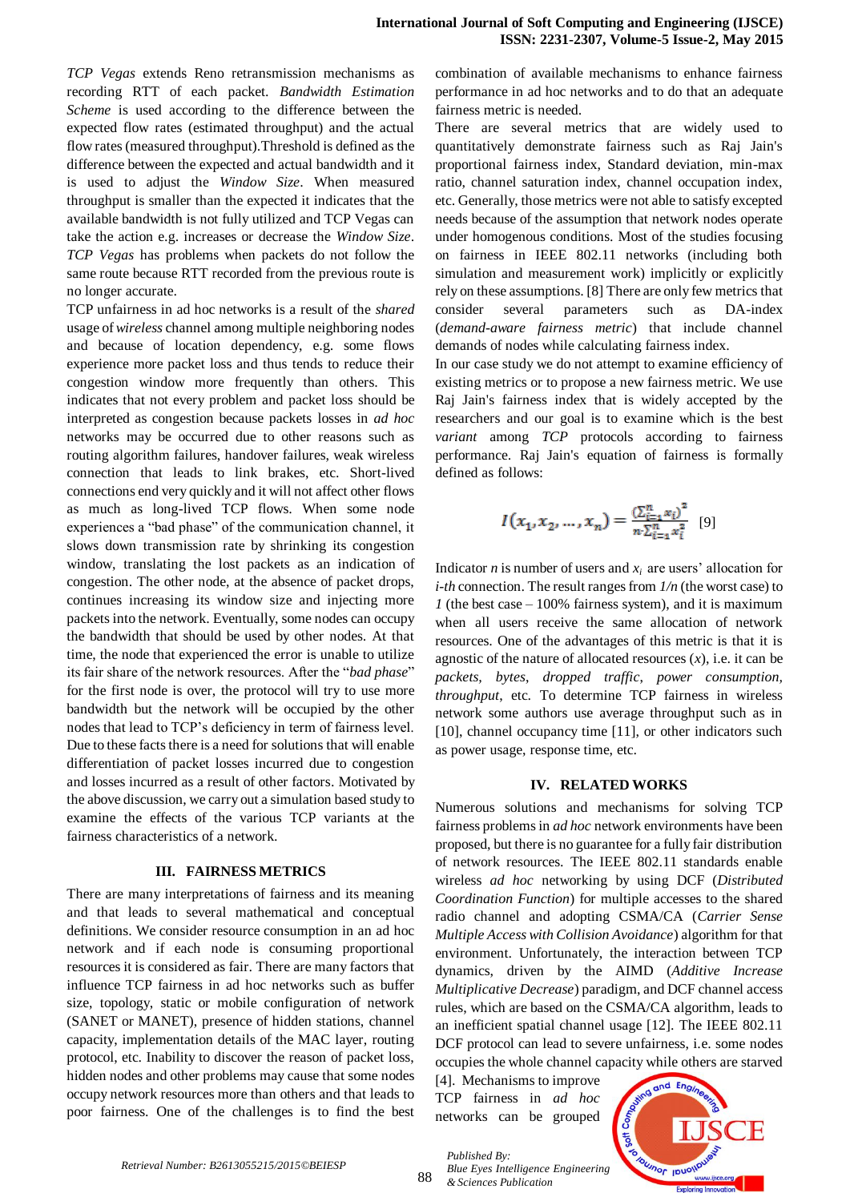*TCP Vegas* extends Reno retransmission mechanisms as recording RTT of each packet. *Bandwidth Estimation Scheme* is used according to the difference between the expected flow rates (estimated throughput) and the actual flow rates (measured throughput).Threshold is defined as the difference between the expected and actual bandwidth and it is used to adjust the *Window Size*. When measured throughput is smaller than the expected it indicates that the available bandwidth is not fully utilized and TCP Vegas can take the action e.g. increases or decrease the *Window Size*. *TCP Vegas* has problems when packets do not follow the same route because RTT recorded from the previous route is no longer accurate.

TCP unfairness in ad hoc networks is a result of the *shared* usage of *wireless* channel among multiple neighboring nodes and because of location dependency, e.g. some flows experience more packet loss and thus tends to reduce their congestion window more frequently than others. This indicates that not every problem and packet loss should be interpreted as congestion because packets losses in *ad hoc* networks may be occurred due to other reasons such as routing algorithm failures, handover failures, weak wireless connection that leads to link brakes, etc. Short-lived connections end very quickly and it will not affect other flows as much as long-lived TCP flows. When some node experiences a "bad phase" of the communication channel, it slows down transmission rate by shrinking its congestion window, translating the lost packets as an indication of congestion. The other node, at the absence of packet drops, continues increasing its window size and injecting more packets into the network. Eventually, some nodes can occupy the bandwidth that should be used by other nodes. At that time, the node that experienced the error is unable to utilize its fair share of the network resources. After the "*bad phase*" for the first node is over, the protocol will try to use more bandwidth but the network will be occupied by the other nodes that lead to TCP's deficiency in term of fairness level. Due to these facts there is a need for solutions that will enable differentiation of packet losses incurred due to congestion and losses incurred as a result of other factors. Motivated by the above discussion, we carry out a simulation based study to examine the effects of the various TCP variants at the fairness characteristics of a network.

## III. FAIRNESS METRICS

There are many interpretations of fairness and its meaning and that leads to several mathematical and conceptual definitions. We consider resource consumption in an ad hoc network and if each node is consuming proportional resources it is considered as fair. There are many factors that influence TCP fairness in ad hoc networks such as buffer size, topology, static or mobile configuration of network (SANET or MANET), presence of hidden stations, channel capacity, implementation details of the MAC layer, routing protocol, etc. Inability to discover the reason of packet loss, hidden nodes and other problems may cause that some nodes occupy network resources more than others and that leads to poor fairness. One of the challenges is to find the best combination of available mechanisms to enhance fairness performance in ad hoc networks and to do that an adequate fairness metric is needed.

There are several metrics that are widely used to quantitatively demonstrate fairness such as Raj Jain's proportional fairness index, Standard deviation, min-max ratio, channel saturation index, channel occupation index, etc. Generally, those metrics were not able to satisfy excepted needs because of the assumption that network nodes operate under homogenous conditions. Most of the studies focusing on fairness in IEEE 802.11 networks (including both simulation and measurement work) implicitly or explicitly rely on these assumptions. [8] There are only few metrics that consider several parameters such as DA-index (*demand-aware fairness metric*) that include channel demands of nodes while calculating fairness index.

In our case study we do not attempt to examine efficiency of existing metrics or to propose a new fairness metric. We use Raj Jain's fairness index that is widely accepted by the researchers and our goal is to examine which is the best *variant* among *TCP* protocols according to fairness performance. Raj Jain's equation of fairness is formally defined as follows:

$$I(x_1, x_2, \dots, x_n) = \frac{\left(\sum_{i=1}^{n} x_i\right)^2}{n \cdot \sum_{i=1}^{n} x_i^2} \quad [9]$$

Indicator $n$ is number of users and $x_i$ are users' allocation for *i-th* connection. The result ranges from $1/n$ (the worst case) to $1$ (the best case – 100% fairness system), and it is maximum when all users receive the same allocation of network resources. One of the advantages of this metric is that it is agnostic of the nature of allocated resources ($x$), i.e. it can be *packets*, *bytes*, *dropped traffic*, *power consumption*, *throughput*, etc. To determine TCP fairness in wireless network some authors use average throughput such as in [10], channel occupancy time [11], or other indicators such as power usage, response time, etc.

## IV. RELATED WORKS

Numerous solutions and mechanisms for solving TCP fairness problems in *ad hoc* network environments have been proposed, but there is no guarantee for a fully fair distribution of network resources. The IEEE 802.11 standards enable wireless *ad hoc* networking by using DCF (*Distributed Coordination Function*) for multiple accesses to the shared radio channel and adopting CSMA/CA (*Carrier Sense Multiple Access with Collision Avoidance*) algorithm for that environment. Unfortunately, the interaction between TCP dynamics, driven by the AIMD (*Additive Increase Multiplicative Decrease*) paradigm, and DCF channel access rules, which are based on the CSMA/CA algorithm, leads to an inefficient spatial channel usage [12]. The IEEE 802.11 DCF protocol can lead to severe unfairness, i.e. some nodes occupies the whole channel capacity while others are starved [4]. Mechanisms to improve TCP fairness in *ad hoc* networks can be grouped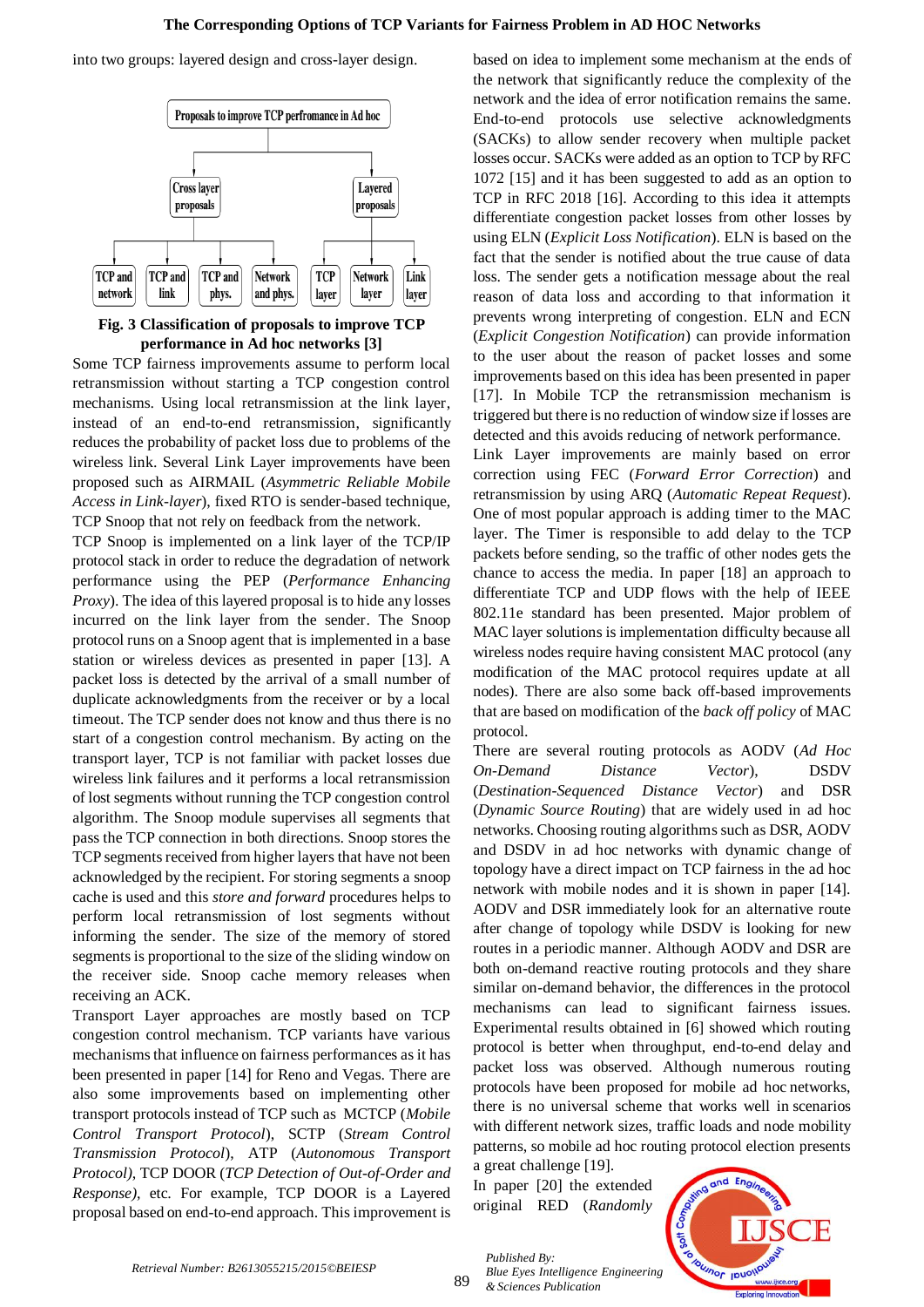into two groups: layered design and cross-layer design.

Proposals to improve TCP perfromance in Ad hoc
- Cross layer proposals
  - TCP and network
  - TCP and link
  - TCP and phys.
  - Network and phys.
- Layered proposals
  - TCP layer
  - Network layer
  - Link layer

**Fig. 3 Classification of proposals to improve TCP performance in Ad hoc networks [3]**

Some TCP fairness improvements assume to perform local retransmission without starting a TCP congestion control mechanisms. Using local retransmission at the link layer, instead of an end-to-end retransmission, significantly reduces the probability of packet loss due to problems of the wireless link. Several Link Layer improvements have been proposed such as AIRMAIL (*Asymmetric Reliable Mobile Access in Link-layer*), fixed RTO is sender-based technique, TCP Snoop that not rely on feedback from the network.

TCP Snoop is implemented on a link layer of the TCP/IP protocol stack in order to reduce the degradation of network performance using the PEP (*Performance Enhancing Proxy*). The idea of this layered proposal is to hide any losses incurred on the link layer from the sender. The Snoop protocol runs on a Snoop agent that is implemented in a base station or wireless devices as presented in paper [13]. A packet loss is detected by the arrival of a small number of duplicate acknowledgments from the receiver or by a local timeout. The TCP sender does not know and thus there is no start of a congestion control mechanism. By acting on the transport layer, TCP is not familiar with packet losses due wireless link failures and it performs a local retransmission of lost segments without running the TCP congestion control algorithm. The Snoop module supervises all segments that pass the TCP connection in both directions. Snoop stores the TCP segments received from higher layers that have not been acknowledged by the recipient. For storing segments a snoop cache is used and this *store and forward* procedures helps to perform local retransmission of lost segments without informing the sender. The size of the memory of stored segments is proportional to the size of the sliding window on the receiver side. Snoop cache memory releases when receiving an ACK.

Transport Layer approaches are mostly based on TCP congestion control mechanism. TCP variants have various mechanisms that influence on fairness performances as it has been presented in paper [14] for Reno and Vegas. There are also some improvements based on implementing other transport protocols instead of TCP such as MCTCP (*Mobile Control Transport Protocol*), SCTP (*Stream Control Transmission Protocol*), ATP (*Autonomous Transport Protocol)*, TCP DOOR (*TCP Detection of Out-of-Order and Response)*, etc. For example, TCP DOOR is a Layered proposal based on end-to-end approach. This improvement is based on idea to implement some mechanism at the ends of the network that significantly reduce the complexity of the network and the idea of error notification remains the same. End-to-end protocols use selective acknowledgments (SACKs) to allow sender recovery when multiple packet losses occur. SACKs were added as an option to TCP by RFC 1072 [15] and it has been suggested to add as an option to TCP in RFC 2018 [16]. According to this idea it attempts differentiate congestion packet losses from other losses by using ELN (*Explicit Loss Notification*). ELN is based on the fact that the sender is notified about the true cause of data loss. The sender gets a notification message about the real reason of data loss and according to that information it prevents wrong interpreting of congestion. ELN and ECN (*Explicit Congestion Notification*) can provide information to the user about the reason of packet losses and some improvements based on this idea has been presented in paper [17]. In Mobile TCP the retransmission mechanism is triggered but there is no reduction of window size if losses are detected and this avoids reducing of network performance.

Link Layer improvements are mainly based on error correction using FEC (*Forward Error Correction*) and retransmission by using ARQ (*Automatic Repeat Request*). One of most popular approach is adding timer to the MAC layer. The Timer is responsible to add delay to the TCP packets before sending, so the traffic of other nodes gets the chance to access the media. In paper [18] an approach to differentiate TCP and UDP flows with the help of IEEE 802.11e standard has been presented. Major problem of MAC layer solutions is implementation difficulty because all wireless nodes require having consistent MAC protocol (any modification of the MAC protocol requires update at all nodes). There are also some back off-based improvements that are based on modification of the *back off policy* of MAC protocol.

There are several routing protocols as AODV (*Ad Hoc On-Demand Distance Vector*), DSDV (*Destination-Sequenced Distance Vector*) and DSR (*Dynamic Source Routing*) that are widely used in ad hoc networks. Choosing routing algorithms such as DSR, AODV and DSDV in ad hoc networks with dynamic change of topology have a direct impact on TCP fairness in the ad hoc network with mobile nodes and it is shown in paper [14]. AODV and DSR immediately look for an alternative route after change of topology while DSDV is looking for new routes in a periodic manner. Although AODV and DSR are both on-demand reactive routing protocols and they share similar on-demand behavior, the differences in the protocol mechanisms can lead to significant fairness issues. Experimental results obtained in [6] showed which routing protocol is better when throughput, end-to-end delay and packet loss was observed. Although numerous routing protocols have been proposed for mobile ad hoc networks, there is no universal scheme that works well in scenarios with different network sizes, traffic loads and node mobility patterns, so mobile ad hoc routing protocol election presents a great challenge [19].

In paper [20] the extended original RED (*Randomly*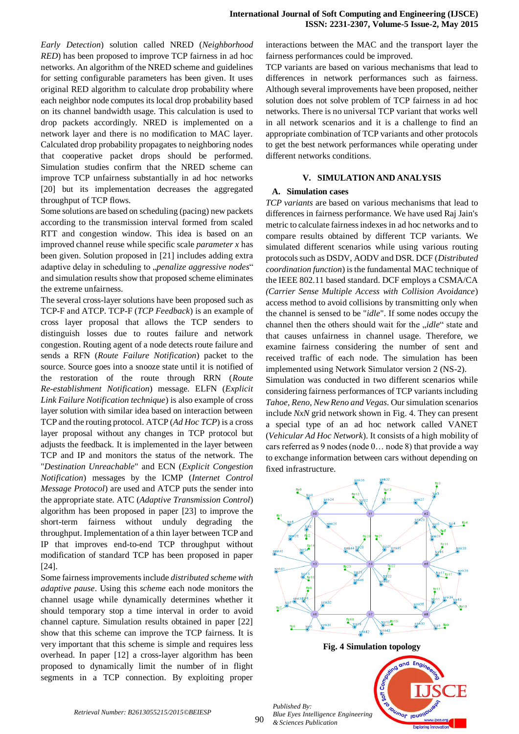*Early Detection*) solution called NRED (*Neighborhood RED*) has been proposed to improve TCP fairness in ad hoc networks. An algorithm of the NRED scheme and guidelines for setting configurable parameters has been given. It uses original RED algorithm to calculate drop probability where each neighbor node computes its local drop probability based on its channel bandwidth usage. This calculation is used to drop packets accordingly. NRED is implemented on a network layer and there is no modification to MAC layer. Calculated drop probability propagates to neighboring nodes that cooperative packet drops should be performed. Simulation studies confirm that the NRED scheme can improve TCP unfairness substantially in ad hoc networks [20] but its implementation decreases the aggregated throughput of TCP flows.

Some solutions are based on scheduling (pacing) new packets according to the transmission interval formed from scaled RTT and congestion window. This idea is based on an improved channel reuse while specific scale *parameter x* has been given. Solution proposed in [21] includes adding extra adaptive delay in scheduling to „*penalize aggressive nodes*" and simulation results show that proposed scheme eliminates the extreme unfairness.

The several cross-layer solutions have been proposed such as TCP-F and ATCP. TCP-F (*TCP Feedback*) is an example of cross layer proposal that allows the TCP senders to distinguish losses due to routes failure and network congestion. Routing agent of a node detects route failure and sends a RFN (*Route Failure Notification*) packet to the source. Source goes into a snooze state until it is notified of the restoration of the route through RRN (*Route Re-establishment Notification*) message. ELFN (*Explicit Link Failure Notification technique*) is also example of cross layer solution with similar idea based on interaction between TCP and the routing protocol. ATCP (*Ad Hoc TCP*) is a cross layer proposal without any changes in TCP protocol but adjusts the feedback. It is implemented in the layer between TCP and IP and monitors the status of the network. The "*Destination Unreachable*" and ECN (*Explicit Congestion Notification*) messages by the ICMP (*Internet Control Message Protocol*) are used and ATCP puts the sender into the appropriate state. ATC (*Adaptive Transmission Control*) algorithm has been proposed in paper [23] to improve the short-term fairness without unduly degrading the throughput. Implementation of a thin layer between TCP and IP that improves end-to-end TCP throughput without modification of standard TCP has been proposed in paper [24].

Some fairness improvements include *distributed scheme with adaptive pause*. Using this *scheme* each node monitors the channel usage while dynamically determines whether it should temporary stop a time interval in order to avoid channel capture. Simulation results obtained in paper [22] show that this scheme can improve the TCP fairness. It is very important that this scheme is simple and requires less overhead. In paper [12] a cross-layer algorithm has been proposed to dynamically limit the number of in flight segments in a TCP connection. By exploiting proper interactions between the MAC and the transport layer the fairness performances could be improved.

TCP variants are based on various mechanisms that lead to differences in network performances such as fairness. Although several improvements have been proposed, neither solution does not solve problem of TCP fairness in ad hoc networks. There is no universal TCP variant that works well in all network scenarios and it is a challenge to find an appropriate combination of TCP variants and other protocols to get the best network performances while operating under different networks conditions.

## V. SIMULATION AND ANALYSIS

### A. Simulation cases

*TCP variants* are based on various mechanisms that lead to differences in fairness performance. We have used Raj Jain's metric to calculate fairness indexes in ad hoc networks and to compare results obtained by different TCP variants. We simulated different scenarios while using various routing protocols such as DSDV, AODV and DSR. DCF (*Distributed coordination function*) is the fundamental MAC technique of the IEEE 802.11 based standard. DCF employs a CSMA/CA (*Carrier Sense Multiple Access with Collision Avoidance*) access method to avoid collisions by transmitting only when the channel is sensed to be "*idle*". If some nodes occupy the channel then the others should wait for the „*idle*" state and that causes unfairness in channel usage. Therefore, we examine fairness considering the number of sent and received traffic of each node. The simulation has been implemented using Network Simulator version 2 (NS-2).

Simulation was conducted in two different scenarios while considering fairness performances of TCP variants including *Tahoe, Reno, New Reno and Vegas*. Our simulation scenarios include *NxN* grid network shown in Fig. 4. They can present a special type of an ad hoc network called VANET (*Vehicular Ad Hoc Network*). It consists of a high mobility of cars referred as 9 nodes (node 0… node 8) that provide a way to exchange information between cars without depending on fixed infrastructure.

**Fig. 4 Simulation topology**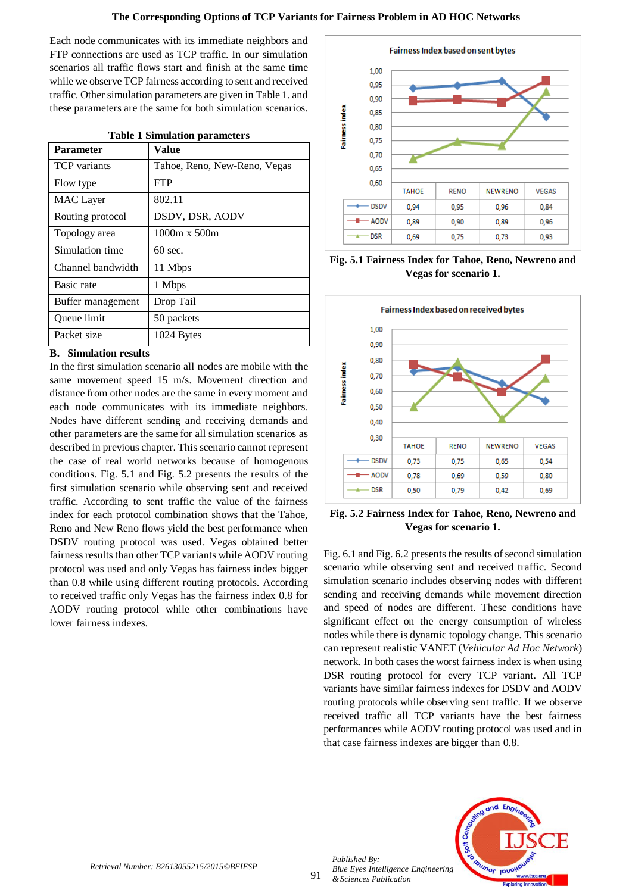Each node communicates with its immediate neighbors and FTP connections are used as TCP traffic. In our simulation scenarios all traffic flows start and finish at the same time while we observe TCP fairness according to sent and received traffic. Other simulation parameters are given in Table 1. and these parameters are the same for both simulation scenarios.

**Table 1 Simulation parameters**

| Parameter | Value |
|---|---|
| TCP variants | Tahoe, Reno, New-Reno, Vegas |
| Flow type | FTP |
| MAC Layer | 802.11 |
| Routing protocol | DSDV, DSR, AODV |
| Topology area | 1000m x 500m |
| Simulation time | 60 sec. |
| Channel bandwidth | 11 Mbps |
| Basic rate | 1 Mbps |
| Buffer management | Drop Tail |
| Queue limit | 50 packets |
| Packet size | 1024 Bytes |

### B. Simulation results

In the first simulation scenario all nodes are mobile with the same movement speed 15 m/s. Movement direction and distance from other nodes are the same in every moment and each node communicates with its immediate neighbors. Nodes have different sending and receiving demands and other parameters are the same for all simulation scenarios as described in previous chapter. This scenario cannot represent the case of real world networks because of homogenous conditions. Fig. 5.1 and Fig. 5.2 presents the results of the first simulation scenario while observing sent and received traffic. According to sent traffic the value of the fairness index for each protocol combination shows that the Tahoe, Reno and New Reno flows yield the best performance when DSDV routing protocol was used. Vegas obtained better fairness results than other TCP variants while AODV routing protocol was used and only Vegas has fairness index bigger than 0.8 while using different routing protocols. According to received traffic only Vegas has the fairness index 0.8 for AODV routing protocol while other combinations have lower fairness indexes.

Fairness Index based on sent bytes

| | TAHOE | RENO | NEWRENO | VEGAS |
|---|---|---|---|---|
| DSDV | 0,94 | 0,95 | 0,96 | 0,84 |
| AODV | 0,89 | 0,90 | 0,89 | 0,96 |
| DSR | 0,69 | 0,75 | 0,73 | 0,93 |

**Fig. 5.1 Fairness Index for Tahoe, Reno, Newreno and Vegas for scenario 1.**

Fairness Index based on received bytes

| | TAHOE | RENO | NEWRENO | VEGAS |
|---|---|---|---|---|
| DSDV | 0,73 | 0,75 | 0,65 | 0,54 |
| AODV | 0,78 | 0,69 | 0,59 | 0,80 |
| DSR | 0,50 | 0,79 | 0,42 | 0,69 |

**Fig. 5.2 Fairness Index for Tahoe, Reno, Newreno and Vegas for scenario 1.**

Fig. 6.1 and Fig. 6.2 presents the results of second simulation scenario while observing sent and received traffic. Second simulation scenario includes observing nodes with different sending and receiving demands while movement direction and speed of nodes are different. These conditions have significant effect on the energy consumption of wireless nodes while there is dynamic topology change. This scenario can represent realistic VANET (*Vehicular Ad Hoc Network*) network. In both cases the worst fairness index is when using DSR routing protocol for every TCP variant. All TCP variants have similar fairness indexes for DSDV and AODV routing protocols while observing sent traffic. If we observe received traffic all TCP variants have the best fairness performances while AODV routing protocol was used and in that case fairness indexes are bigger than 0.8.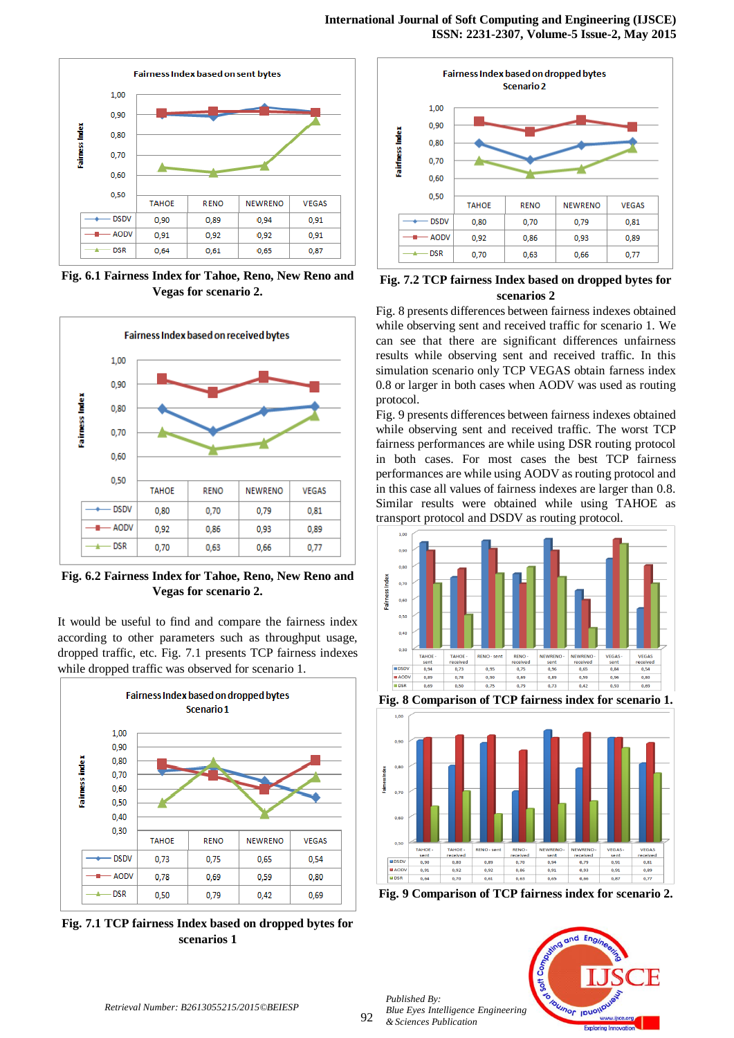| | TAHOE | RENO | NEWRENO | VEGAS |
|---|---|---|---|---|
| DSDV | 0,90 | 0,89 | 0,94 | 0,91 |
| AODV | 0,91 | 0,92 | 0,92 | 0,91 |
| DSR | 0,64 | 0,61 | 0,65 | 0,87 |

**Fig. 6.1 Fairness Index for Tahoe, Reno, New Reno and Vegas for scenario 2.**

| | TAHOE | RENO | NEWRENO | VEGAS |
|---|---|---|---|---|
| DSDV | 0,80 | 0,70 | 0,79 | 0,81 |
| AODV | 0,92 | 0,86 | 0,93 | 0,89 |
| DSR | 0,70 | 0,63 | 0,66 | 0,77 |

**Fig. 6.2 Fairness Index for Tahoe, Reno, New Reno and Vegas for scenario 2.**

It would be useful to find and compare the fairness index according to other parameters such as throughput usage, dropped traffic, etc. Fig. 7.1 presents TCP fairness indexes while dropped traffic was observed for scenario 1.

| | TAHOE | RENO | NEWRENO | VEGAS |
|---|---|---|---|---|
| DSDV | 0,73 | 0,75 | 0,65 | 0,54 |
| AODV | 0,78 | 0,69 | 0,59 | 0,80 |
| DSR | 0,50 | 0,79 | 0,42 | 0,69 |

**Fig. 7.1 TCP fairness Index based on dropped bytes for scenarios 1**

| | TAHOE | RENO | NEWRENO | VEGAS |
|---|---|---|---|---|
| DSDV | 0,80 | 0,70 | 0,79 | 0,81 |
| AODV | 0,92 | 0,86 | 0,93 | 0,89 |
| DSR | 0,70 | 0,63 | 0,66 | 0,77 |

**Fig. 7.2 TCP fairness Index based on dropped bytes for scenarios 2**

Fig. 8 presents differences between fairness indexes obtained while observing sent and received traffic for scenario 1. We can see that there are significant differences unfairness results while observing sent and received traffic. In this simulation scenario only TCP VEGAS obtain farness index 0.8 or larger in both cases when AODV was used as routing protocol.

Fig. 9 presents differences between fairness indexes obtained while observing sent and received traffic. The worst TCP fairness performances are while using DSR routing protocol in both cases. For most cases the best TCP fairness performances are while using AODV as routing protocol and in this case all values of fairness indexes are larger than 0.8. Similar results were obtained while using TAHOE as transport protocol and DSDV as routing protocol.

| | TAHOE - sent | TAHOE - received | RENO - sent | RENO - received | NEWRENO - sent | NEWRENO - received | VEGAS - sent | VEGAS - received |
|---|---|---|---|---|---|---|---|---|
| DSDV | 0,94 | 0,73 | 0,95 | 0,75 | 0,96 | 0,65 | 0,84 | 0,54 |
| AODV | 0,89 | 0,78 | 0,90 | 0,69 | 0,89 | 0,59 | 0,96 | 0,80 |
| DSR | 0,69 | 0,50 | 0,75 | 0,79 | 0,73 | 0,42 | 0,93 | 0,69 |

**Fig. 8 Comparison of TCP fairness index for scenario 1.**

| | TAHOE - sent | TAHOE - received | RENO - sent | RENO - received | NEWRENO - sent | NEWRENO - received | VEGAS - sent | VEGAS - received |
|---|---|---|---|---|---|---|---|---|
| DSDV | 0,90 | 0,80 | 0,89 | 0,70 | 0,94 | 0,79 | 0,91 | 0,81 |
| AODV | 0,91 | 0,92 | 0,92 | 0,86 | 0,91 | 0,93 | 0,91 | 0,89 |
| DSR | 0,64 | 0,70 | 0,61 | 0,63 | 0,65 | 0,66 | 0,87 | 0,77 |

**Fig. 9 Comparison of TCP fairness index for scenario 2.**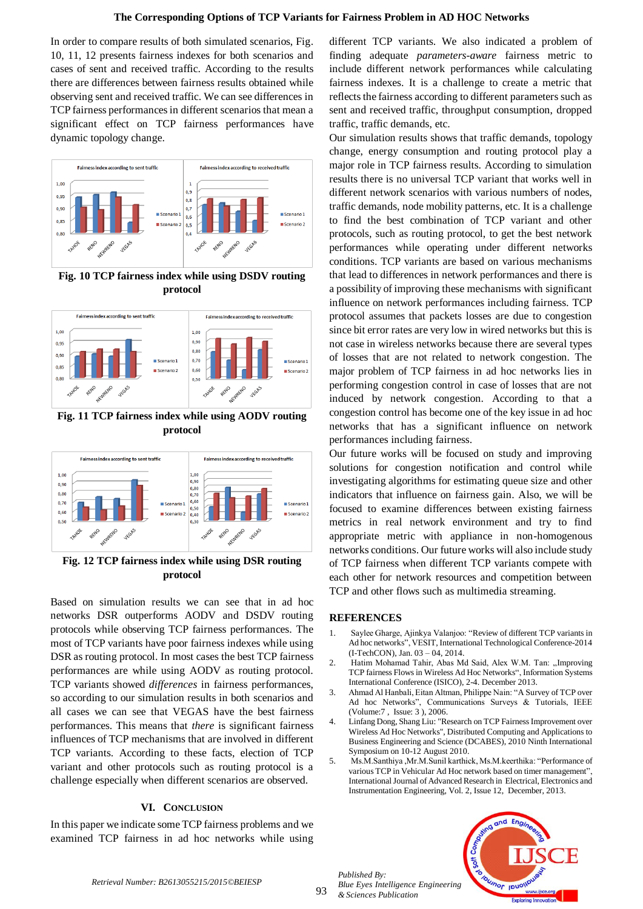In order to compare results of both simulated scenarios, Fig. 10, 11, 12 presents fairness indexes for both scenarios and cases of sent and received traffic. According to the results there are differences between fairness results obtained while observing sent and received traffic. We can see differences in TCP fairness performances in different scenarios that mean a significant effect on TCP fairness performances have dynamic topology change.

**Fig. 10 TCP fairness index while using DSDV routing protocol**

**Fig. 11 TCP fairness index while using AODV routing protocol**

**Fig. 12 TCP fairness index while using DSR routing protocol**

Based on simulation results we can see that in ad hoc networks DSR outperforms AODV and DSDV routing protocols while observing TCP fairness performances. The most of TCP variants have poor fairness indexes while using DSR as routing protocol. In most cases the best TCP fairness performances are while using AODV as routing protocol. TCP variants showed *differences* in fairness performances, so according to our simulation results in both scenarios and all cases we can see that VEGAS have the best fairness performances. This means that *there* is significant fairness influences of TCP mechanisms that are involved in different TCP variants. According to these facts, election of TCP variant and other protocols such as routing protocol is a challenge especially when different scenarios are observed.

## VI. Conclusion

In this paper we indicate some TCP fairness problems and we examined TCP fairness in ad hoc networks while using different TCP variants. We also indicated a problem of finding adequate *parameters-aware* fairness metric to include different network performances while calculating fairness indexes. It is a challenge to create a metric that reflects the fairness according to different parameters such as sent and received traffic, throughput consumption, dropped traffic, traffic demands, etc.

Our simulation results shows that traffic demands, topology change, energy consumption and routing protocol play a major role in TCP fairness results. According to simulation results there is no universal TCP variant that works well in different network scenarios with various numbers of nodes, traffic demands, node mobility patterns, etc. It is a challenge to find the best combination of TCP variant and other protocols, such as routing protocol, to get the best network performances while operating under different networks conditions. TCP variants are based on various mechanisms that lead to differences in network performances and there is a possibility of improving these mechanisms with significant influence on network performances including fairness. TCP protocol assumes that packets losses are due to congestion since bit error rates are very low in wired networks but this is not case in wireless networks because there are several types of losses that are not related to network congestion. The major problem of TCP fairness in ad hoc networks lies in performing congestion control in case of losses that are not induced by network congestion. According to that a congestion control has become one of the key issue in ad hoc networks that has a significant influence on network performances including fairness.

Our future works will be focused on study and improving solutions for congestion notification and control while investigating algorithms for estimating queue size and other indicators that influence on fairness gain. Also, we will be focused to examine differences between existing fairness metrics in real network environment and try to find appropriate metric with appliance in non-homogenous networks conditions. Our future works will also include study of TCP fairness when different TCP variants compete with each other for network resources and competition between TCP and other flows such as multimedia streaming.

## REFERENCES

1. Saylee Gharge, Ajinkya Valanjoo: "Review of different TCP variants in Ad hoc networks", VESIT, International Technological Conference-2014 (I-TechCON), Jan. 03 – 04, 2014.
2. Hatim Mohamad Tahir, Abas Md Said, Alex W.M. Tan: „Improving TCP fairness Flows in Wireless Ad Hoc Networks", Information Systems International Conference (ISICO), 2-4. December 2013.
3. Ahmad Al Hanbali, Eitan Altman, Philippe Nain: "A Survey of TCP over Ad hoc Networks", Communications Surveys & Tutorials, IEEE (Volume:7 , Issue: 3 ), 2006.
4. Linfang Dong, Shang Liu: "Research on TCP Fairness Improvement over Wireless Ad Hoc Networks", Distributed Computing and Applications to Business Engineering and Science (DCABES), 2010 Ninth International Symposium on 10-12 August 2010.
5. Ms.M.Santhiya ,Mr.M.Sunil karthick, Ms.M.keerthika: "Performance of various TCP in Vehicular Ad Hoc network based on timer management", International Journal of Advanced Research in Electrical, Electronics and Instrumentation Engineering, Vol. 2, Issue 12, December, 2013.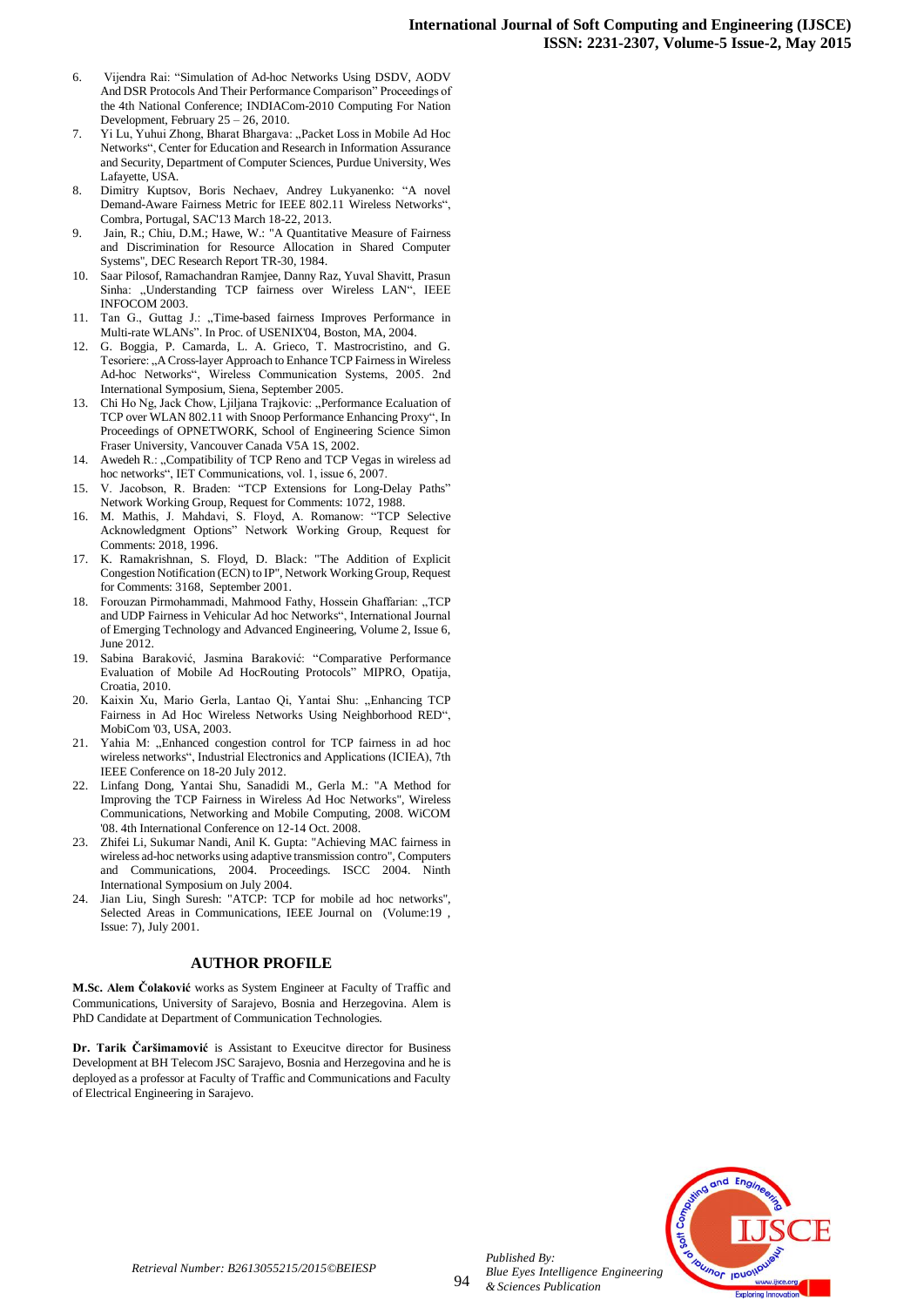6. Vijendra Rai: "Simulation of Ad-hoc Networks Using DSDV, AODV And DSR Protocols And Their Performance Comparison" Proceedings of the 4th National Conference; INDIACom-2010 Computing For Nation Development, February 25 – 26, 2010.
7. Yi Lu, Yuhui Zhong, Bharat Bhargava: „Packet Loss in Mobile Ad Hoc Networks", Center for Education and Research in Information Assurance and Security, Department of Computer Sciences, Purdue University, Wes Lafayette, USA.
8. Dimitry Kuptsov, Boris Nechaev, Andrey Lukyanenko: "A novel Demand-Aware Fairness Metric for IEEE 802.11 Wireless Networks", Combra, Portugal, SAC'13 March 18-22, 2013.
9. Jain, R.; Chiu, D.M.; Hawe, W.: "A Quantitative Measure of Fairness and Discrimination for Resource Allocation in Shared Computer Systems", DEC Research Report TR-30, 1984.
10. Saar Pilosof, Ramachandran Ramjee, Danny Raz, Yuval Shavitt, Prasun Sinha: „Understanding TCP fairness over Wireless LAN", IEEE INFOCOM 2003.
11. Tan G., Guttag J.: „Time-based fairness Improves Performance in Multi-rate WLANs". In Proc. of USENIX'04, Boston, MA, 2004.
12. G. Boggia, P. Camarda, L. A. Grieco, T. Mastrocristino, and G. Tesoriere: „A Cross-layer Approach to Enhance TCP Fairness in Wireless Ad-hoc Networks", Wireless Communication Systems, 2005. 2nd International Symposium, Siena, September 2005.
13. Chi Ho Ng, Jack Chow, Ljiljana Trajkovic: „Performance Ecaluation of TCP over WLAN 802.11 with Snoop Performance Enhancing Proxy", In Proceedings of OPNETWORK, School of Engineering Science Simon Fraser University, Vancouver Canada V5A 1S, 2002.
14. Awedeh R.: „Compatibility of TCP Reno and TCP Vegas in wireless ad hoc networks", IET Communications, vol. 1, issue 6, 2007.
15. V. Jacobson, R. Braden: "TCP Extensions for Long-Delay Paths" Network Working Group, Request for Comments: 1072, 1988.
16. M. Mathis, J. Mahdavi, S. Floyd, A. Romanow: "TCP Selective Acknowledgment Options" Network Working Group, Request for Comments: 2018, 1996.
17. K. Ramakrishnan, S. Floyd, D. Black: "The Addition of Explicit Congestion Notification (ECN) to IP", Network Working Group, Request for Comments: 3168, September 2001.
18. Forouzan Pirmohammadi, Mahmood Fathy, Hossein Ghaffarian: „TCP and UDP Fairness in Vehicular Ad hoc Networks", International Journal of Emerging Technology and Advanced Engineering, Volume 2, Issue 6, June 2012.
19. Sabina Baraković, Jasmina Baraković: "Comparative Performance Evaluation of Mobile Ad HocRouting Protocols" MIPRO, Opatija, Croatia, 2010.
20. Kaixin Xu, Mario Gerla, Lantao Qi, Yantai Shu: „Enhancing TCP Fairness in Ad Hoc Wireless Networks Using Neighborhood RED", MobiCom '03, USA, 2003.
21. Yahia M: „Enhanced congestion control for TCP fairness in ad hoc wireless networks", Industrial Electronics and Applications (ICIEA), 7th IEEE Conference on 18-20 July 2012.
22. Linfang Dong, Yantai Shu, Sanadidi M., Gerla M.: "A Method for Improving the TCP Fairness in Wireless Ad Hoc Networks", Wireless Communications, Networking and Mobile Computing, 2008. WiCOM '08. 4th International Conference on 12-14 Oct. 2008.
23. Zhifei Li, Sukumar Nandi, Anil K. Gupta: "Achieving MAC fairness in wireless ad-hoc networks using adaptive transmission contro", Computers and Communications, 2004. Proceedings. ISCC 2004. Ninth International Symposium on July 2004.
24. Jian Liu, Singh Suresh: "ATCP: TCP for mobile ad hoc networks", Selected Areas in Communications, IEEE Journal on (Volume:19 , Issue: 7), July 2001.

## AUTHOR PROFILE

**M.Sc. Alem Čolaković** works as System Engineer at Faculty of Traffic and Communications, University of Sarajevo, Bosnia and Herzegovina. Alem is PhD Candidate at Department of Communication Technologies.

**Dr. Tarik Čaršimamović** is Assistant to Exeucitve director for Business Development at BH Telecom JSC Sarajevo, Bosnia and Herzegovina and he is deployed as a professor at Faculty of Traffic and Communications and Faculty of Electrical Engineering in Sarajevo.